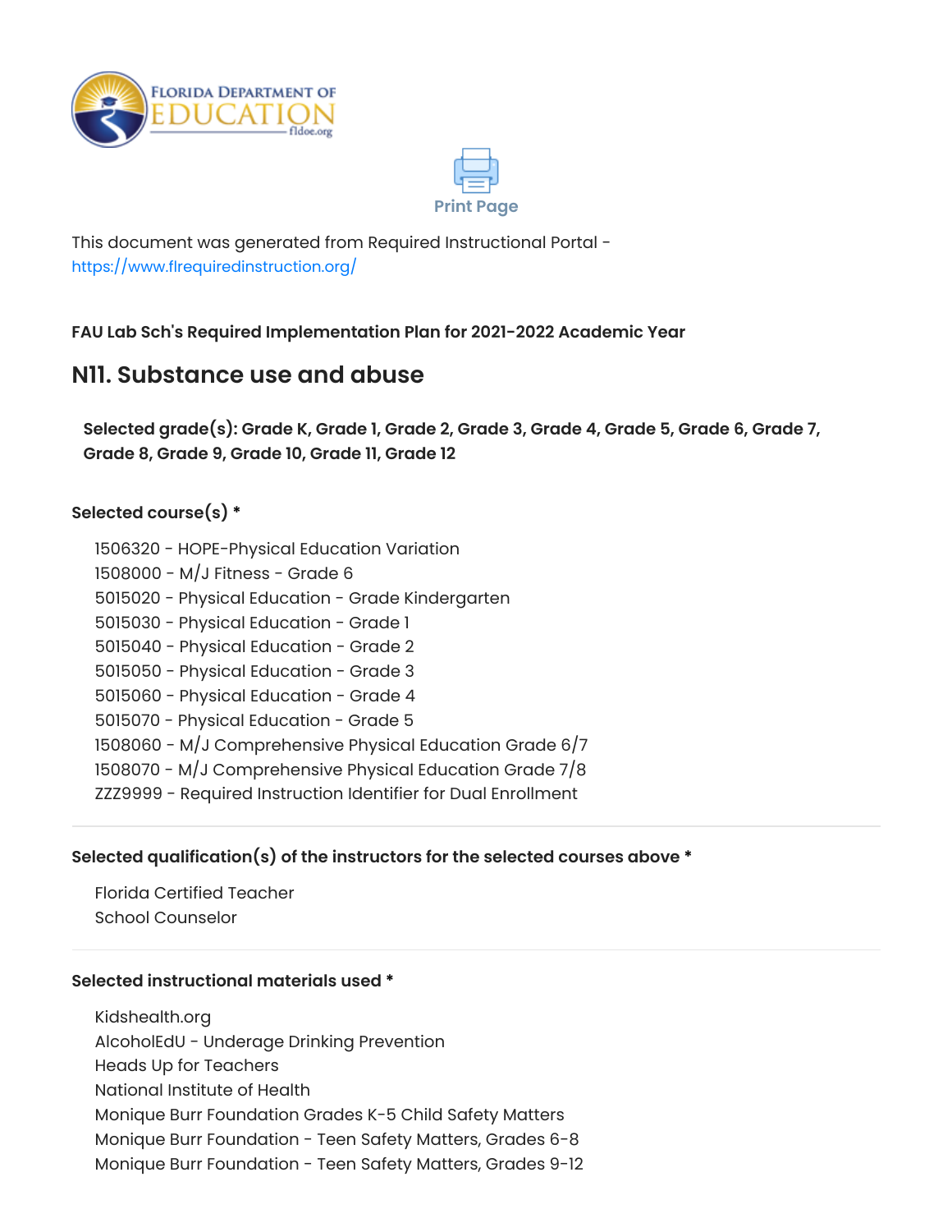Print Page

This document was generated from Required Instructional Portal - https://www.flrequiredinstruction.org/

**FAU Lab Sch's Required Implementation Plan for 2021-2022 Academic Year**

## N11. Substance use and abuse

**Selected grade(s): Grade K, Grade 1, Grade 2, Grade 3, Grade 4, Grade 5, Grade 6, Grade 7, Grade 8, Grade 9, Grade 10, Grade 11, Grade 12**

**Selected course(s) \***

1506320 - HOPE-Physical Education Variation
1508000 - M/J Fitness - Grade 6
5015020 - Physical Education - Grade Kindergarten
5015030 - Physical Education - Grade 1
5015040 - Physical Education - Grade 2
5015050 - Physical Education - Grade 3
5015060 - Physical Education - Grade 4
5015070 - Physical Education - Grade 5
1508060 - M/J Comprehensive Physical Education Grade 6/7
1508070 - M/J Comprehensive Physical Education Grade 7/8
ZZZ9999 - Required Instruction Identifier for Dual Enrollment

---

**Selected qualification(s) of the instructors for the selected courses above \***

Florida Certified Teacher
School Counselor

---

**Selected instructional materials used \***

Kidshealth.org
AlcoholEdU - Underage Drinking Prevention
Heads Up for Teachers
National Institute of Health
Monique Burr Foundation Grades K-5 Child Safety Matters
Monique Burr Foundation - Teen Safety Matters, Grades 6-8
Monique Burr Foundation - Teen Safety Matters, Grades 9-12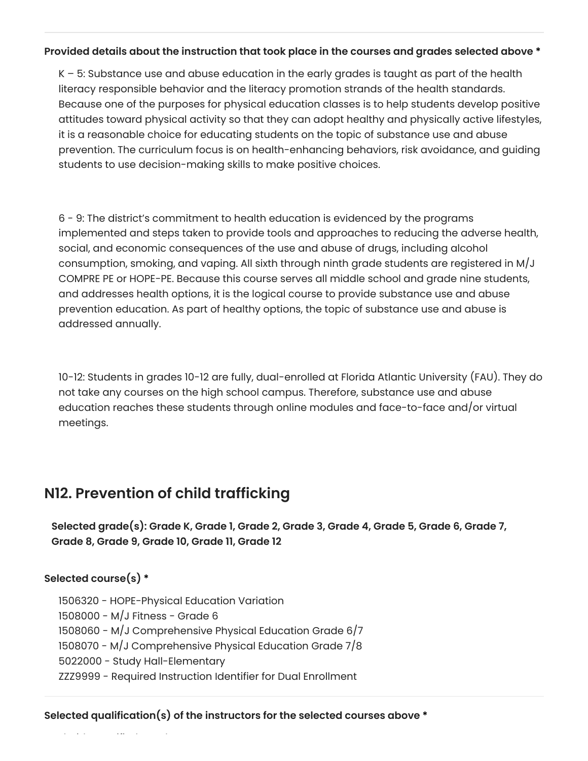**Provided details about the instruction that took place in the courses and grades selected above ***

K – 5: Substance use and abuse education in the early grades is taught as part of the health literacy responsible behavior and the literacy promotion strands of the health standards. Because one of the purposes for physical education classes is to help students develop positive attitudes toward physical activity so that they can adopt healthy and physically active lifestyles, it is a reasonable choice for educating students on the topic of substance use and abuse prevention. The curriculum focus is on health-enhancing behaviors, risk avoidance, and guiding students to use decision-making skills to make positive choices.

6 - 9: The district's commitment to health education is evidenced by the programs implemented and steps taken to provide tools and approaches to reducing the adverse health, social, and economic consequences of the use and abuse of drugs, including alcohol consumption, smoking, and vaping. All sixth through ninth grade students are registered in M/J COMPRE PE or HOPE-PE. Because this course serves all middle school and grade nine students, and addresses health options, it is the logical course to provide substance use and abuse prevention education. As part of healthy options, the topic of substance use and abuse is addressed annually.

10-12: Students in grades 10-12 are fully, dual-enrolled at Florida Atlantic University (FAU). They do not take any courses on the high school campus. Therefore, substance use and abuse education reaches these students through online modules and face-to-face and/or virtual meetings.

## N12. Prevention of child trafficking

**Selected grade(s): Grade K, Grade 1, Grade 2, Grade 3, Grade 4, Grade 5, Grade 6, Grade 7, Grade 8, Grade 9, Grade 10, Grade 11, Grade 12**

**Selected course(s) ***

1506320 - HOPE-Physical Education Variation
1508000 - M/J Fitness - Grade 6
1508060 - M/J Comprehensive Physical Education Grade 6/7
1508070 - M/J Comprehensive Physical Education Grade 7/8
5022000 - Study Hall-Elementary
ZZZ9999 - Required Instruction Identifier for Dual Enrollment

**Selected qualification(s) of the instructors for the selected courses above ***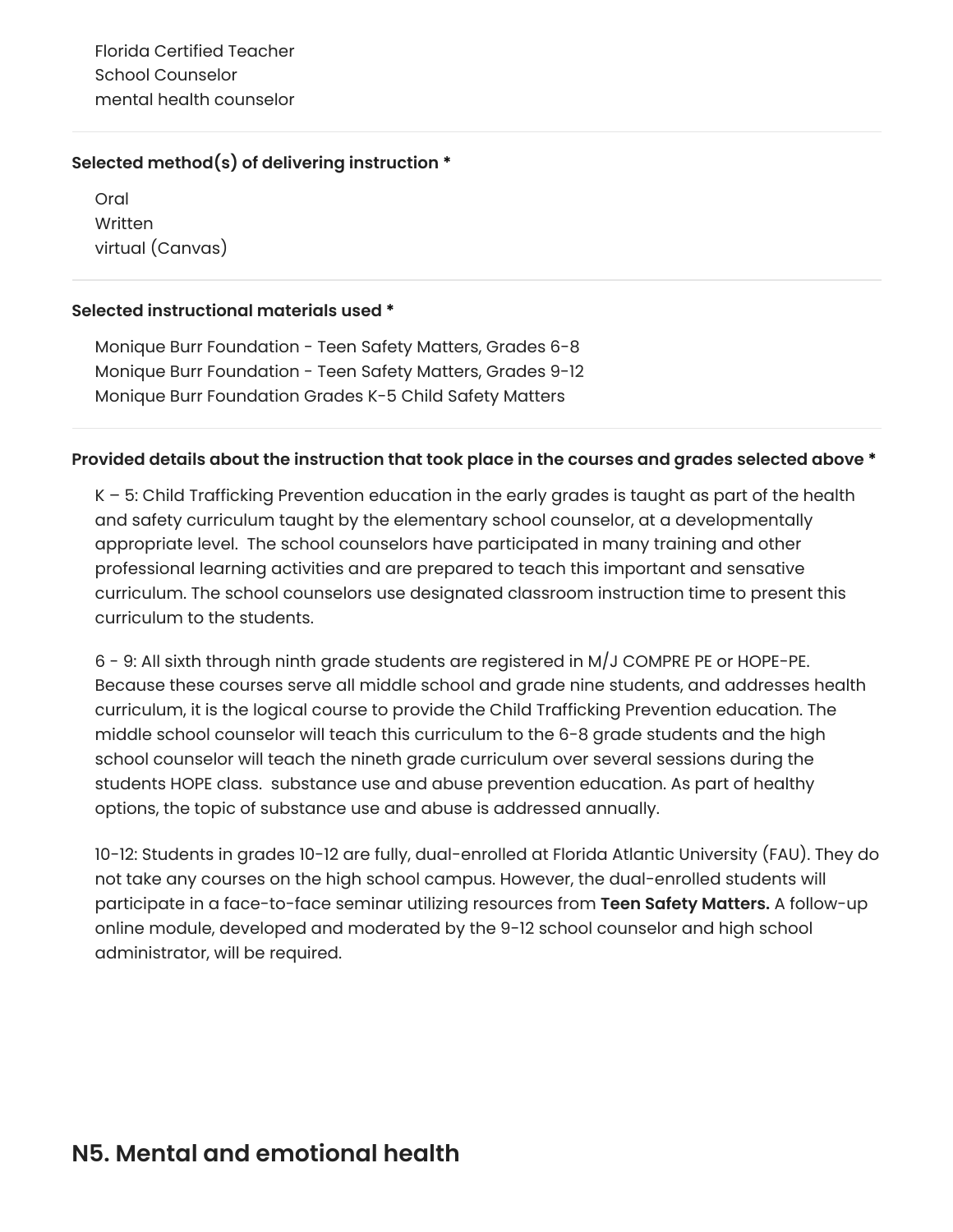Florida Certified Teacher
School Counselor
mental health counselor

**Selected method(s) of delivering instruction ***

Oral
Written
virtual (Canvas)

**Selected instructional materials used ***

Monique Burr Foundation - Teen Safety Matters, Grades 6-8
Monique Burr Foundation - Teen Safety Matters, Grades 9-12
Monique Burr Foundation Grades K-5 Child Safety Matters

**Provided details about the instruction that took place in the courses and grades selected above ***

K – 5: Child Trafficking Prevention education in the early grades is taught as part of the health and safety curriculum taught by the elementary school counselor, at a developmentally appropriate level. The school counselors have participated in many training and other professional learning activities and are prepared to teach this important and sensative curriculum. The school counselors use designated classroom instruction time to present this curriculum to the students.

6 - 9: All sixth through ninth grade students are registered in M/J COMPRE PE or HOPE-PE. Because these courses serve all middle school and grade nine students, and addresses health curriculum, it is the logical course to provide the Child Trafficking Prevention education. The middle school counselor will teach this curriculum to the 6-8 grade students and the high school counselor will teach the nineth grade curriculum over several sessions during the students HOPE class. substance use and abuse prevention education. As part of healthy options, the topic of substance use and abuse is addressed annually.

10-12: Students in grades 10-12 are fully, dual-enrolled at Florida Atlantic University (FAU). They do not take any courses on the high school campus. However, the dual-enrolled students will participate in a face-to-face seminar utilizing resources from **Teen Safety Matters.** A follow-up online module, developed and moderated by the 9-12 school counselor and high school administrator, will be required.

## N5. Mental and emotional health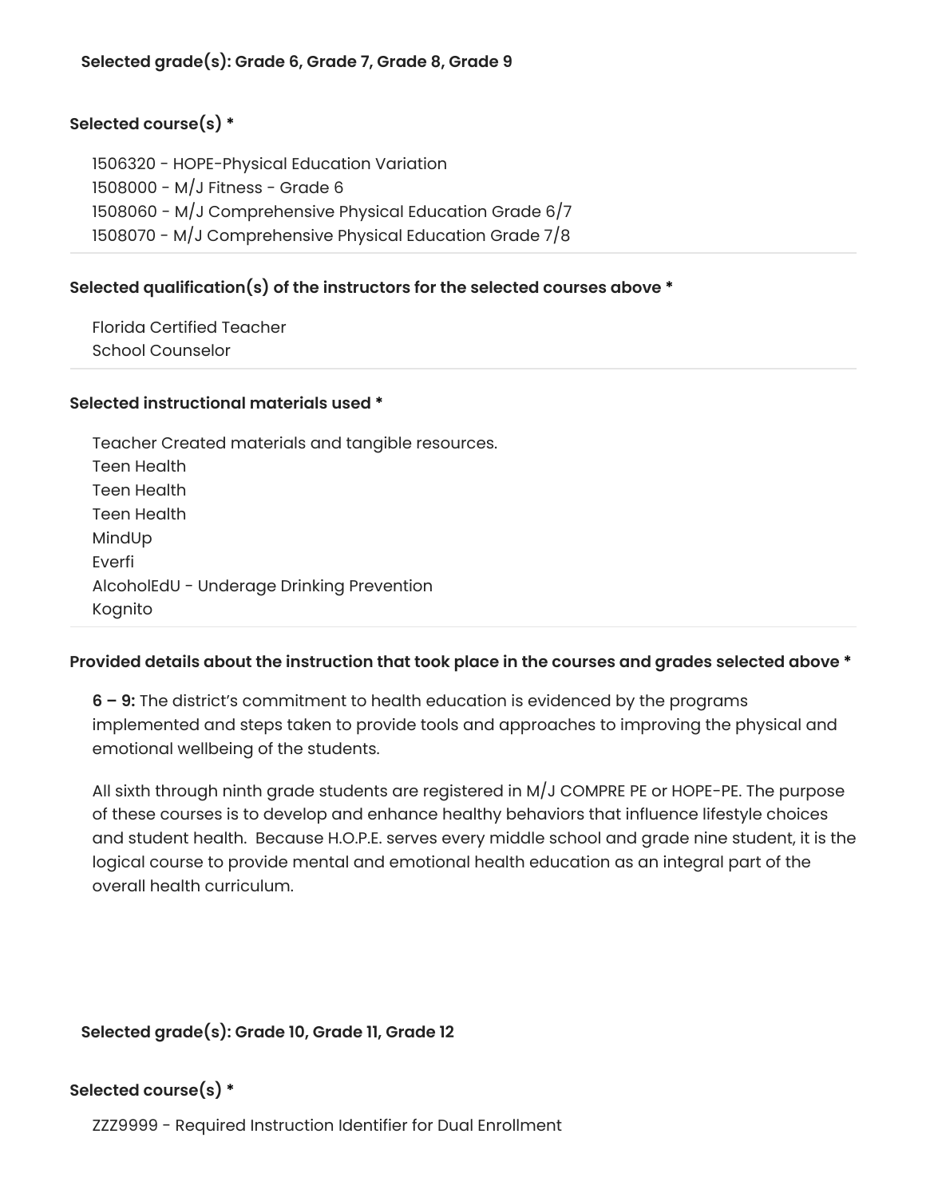**Selected grade(s): Grade 6, Grade 7, Grade 8, Grade 9**

**Selected course(s) ***

1506320 - HOPE-Physical Education Variation
1508000 - M/J Fitness - Grade 6
1508060 - M/J Comprehensive Physical Education Grade 6/7
1508070 - M/J Comprehensive Physical Education Grade 7/8

---

**Selected qualification(s) of the instructors for the selected courses above ***

Florida Certified Teacher
School Counselor

---

**Selected instructional materials used ***

Teacher Created materials and tangible resources.
Teen Health
Teen Health
Teen Health
MindUp
Everfi
AlcoholEdU - Underage Drinking Prevention
Kognito

---

**Provided details about the instruction that took place in the courses and grades selected above ***

**6 – 9:** The district's commitment to health education is evidenced by the programs implemented and steps taken to provide tools and approaches to improving the physical and emotional wellbeing of the students.

All sixth through ninth grade students are registered in M/J COMPRE PE or HOPE-PE. The purpose of these courses is to develop and enhance healthy behaviors that influence lifestyle choices and student health. Because H.O.P.E. serves every middle school and grade nine student, it is the logical course to provide mental and emotional health education as an integral part of the overall health curriculum.

**Selected grade(s): Grade 10, Grade 11, Grade 12**

**Selected course(s) ***

ZZZ9999 - Required Instruction Identifier for Dual Enrollment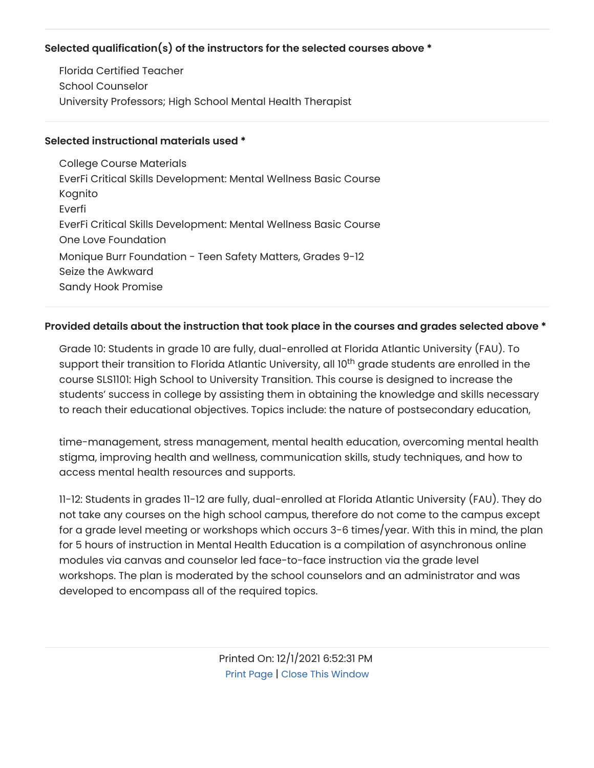**Selected qualification(s) of the instructors for the selected courses above \***

Florida Certified Teacher
School Counselor
University Professors; High School Mental Health Therapist

**Selected instructional materials used \***

College Course Materials
EverFi Critical Skills Development: Mental Wellness Basic Course
Kognito
Everfi
EverFi Critical Skills Development: Mental Wellness Basic Course
One Love Foundation
Monique Burr Foundation - Teen Safety Matters, Grades 9-12
Seize the Awkward
Sandy Hook Promise

**Provided details about the instruction that took place in the courses and grades selected above \***

Grade 10: Students in grade 10 are fully, dual-enrolled at Florida Atlantic University (FAU). To support their transition to Florida Atlantic University, all 10th grade students are enrolled in the course SLS1101: High School to University Transition. This course is designed to increase the students' success in college by assisting them in obtaining the knowledge and skills necessary to reach their educational objectives. Topics include: the nature of postsecondary education, time-management, stress management, mental health education, overcoming mental health stigma, improving health and wellness, communication skills, study techniques, and how to access mental health resources and supports.

11-12: Students in grades 11-12 are fully, dual-enrolled at Florida Atlantic University (FAU). They do not take any courses on the high school campus, therefore do not come to the campus except for a grade level meeting or workshops which occurs 3-6 times/year. With this in mind, the plan for 5 hours of instruction in Mental Health Education is a compilation of asynchronous online modules via canvas and counselor led face-to-face instruction via the grade level workshops. The plan is moderated by the school counselors and an administrator and was developed to encompass all of the required topics.

Printed On: 12/1/2021 6:52:31 PM